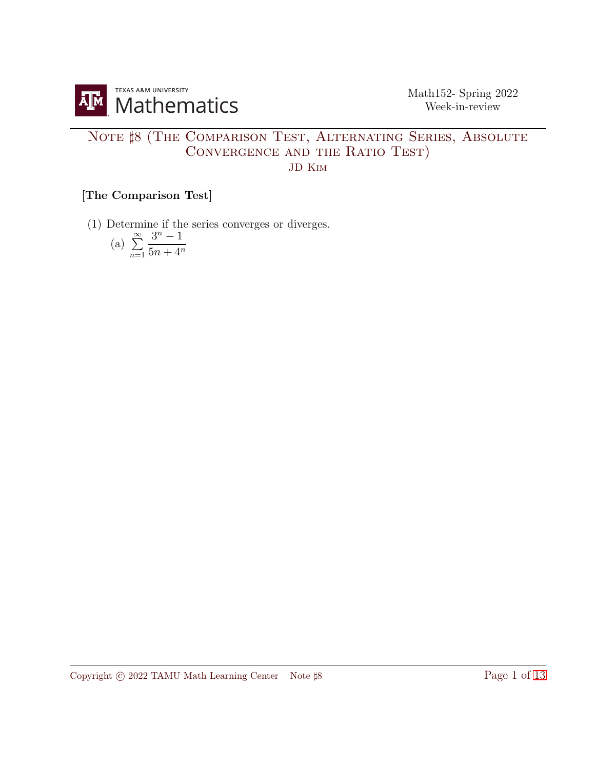Math152- Spring 2022
Week-in-review

# Note ♯8 (The Comparison Test, Alternating Series, Absolute Convergence and the Ratio Test)

JD Kim

**[The Comparison Test]**

(1) Determine if the series converges or diverges.

(a) $\displaystyle\sum_{n=1}^{\infty} \frac{3^n - 1}{5n + 4^n}$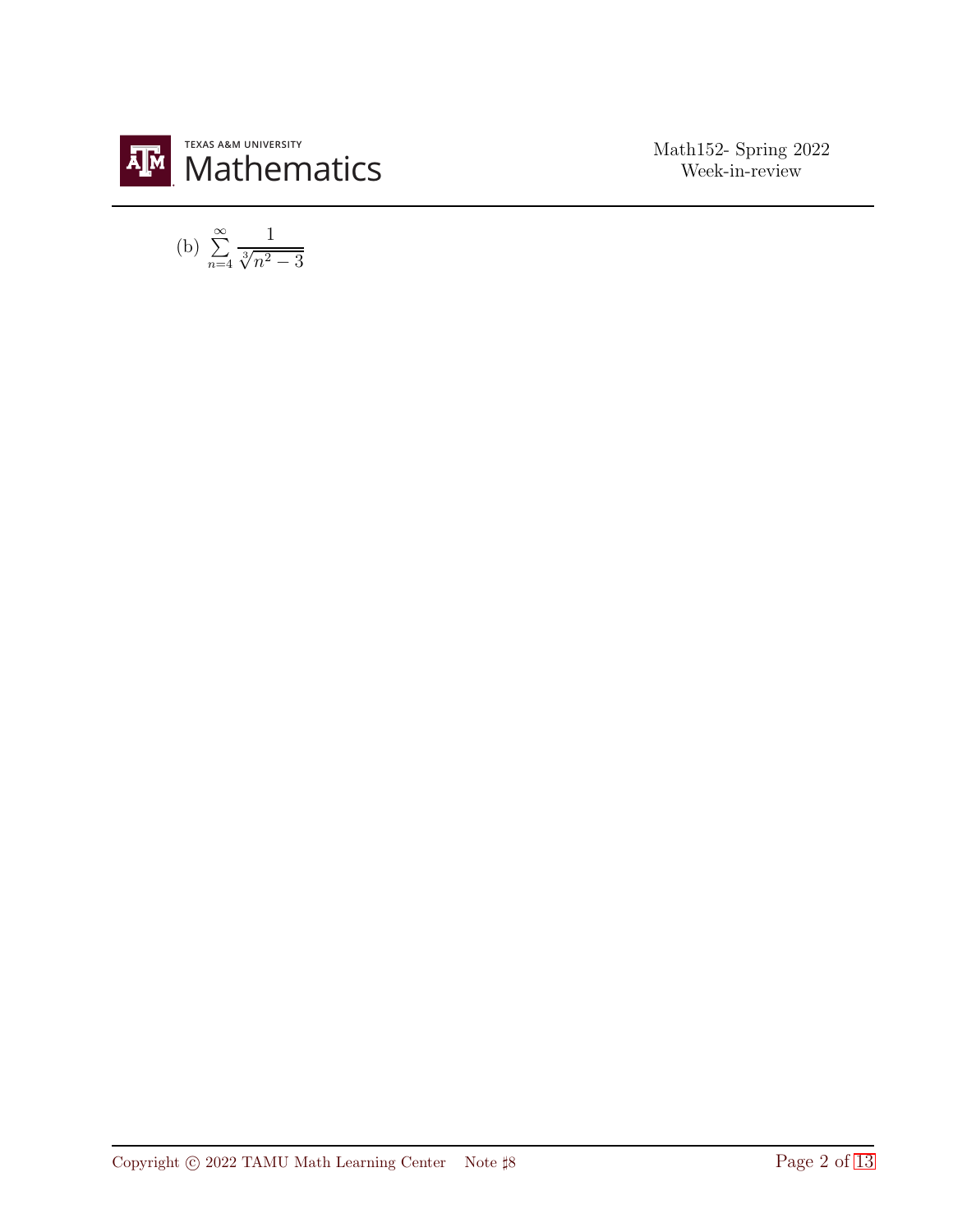(b) $\sum_{n=4}^{\infty} \frac{1}{\sqrt[3]{n^2 - 3}}$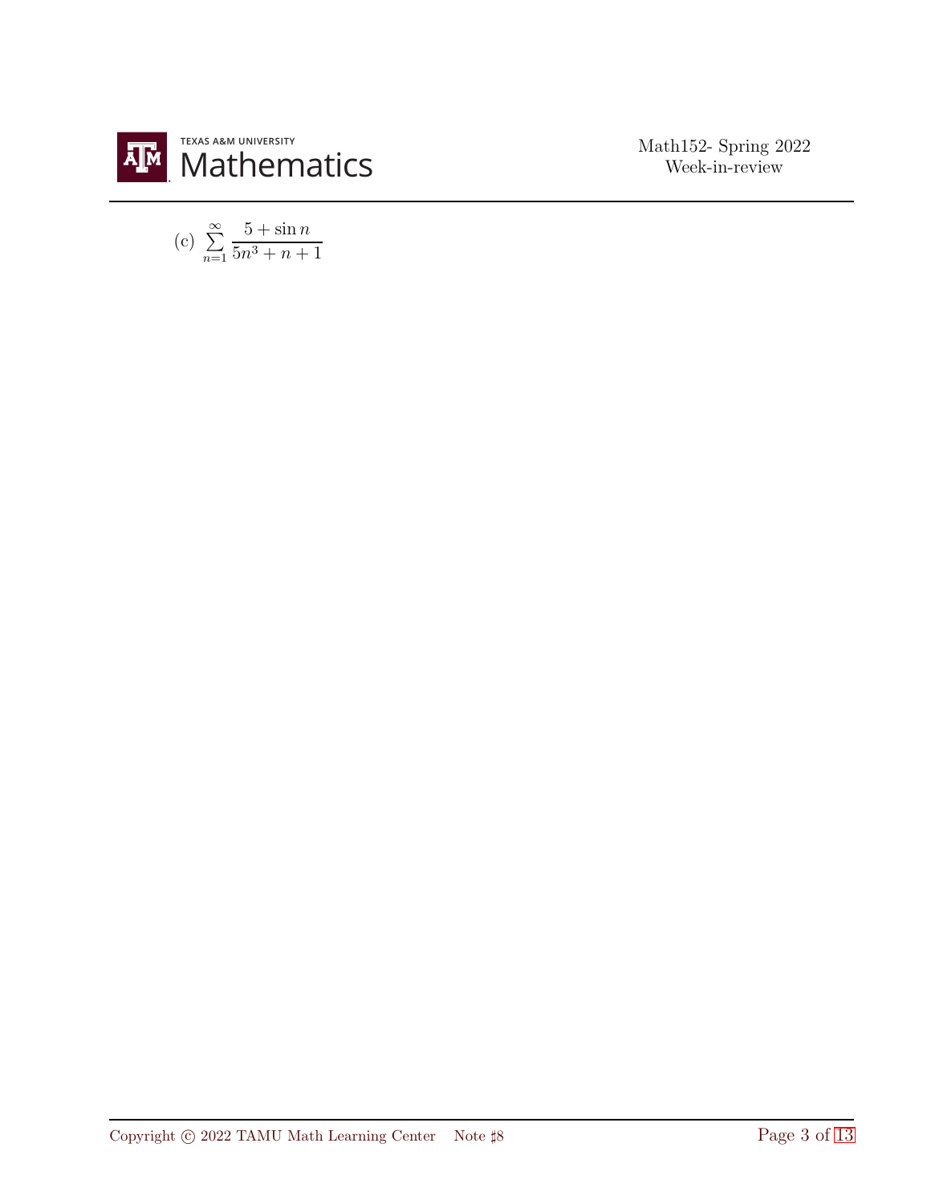(c) $\displaystyle\sum_{n=1}^{\infty} \frac{5+\sin n}{5n^3+n+1}$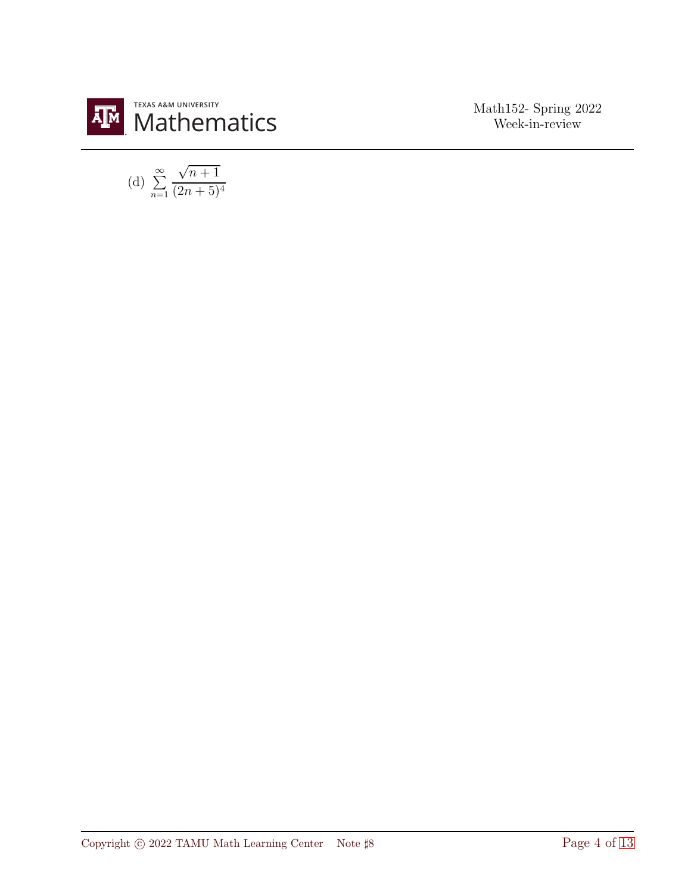(d) $\sum_{n=1}^{\infty} \frac{\sqrt{n+1}}{(2n+5)^4}$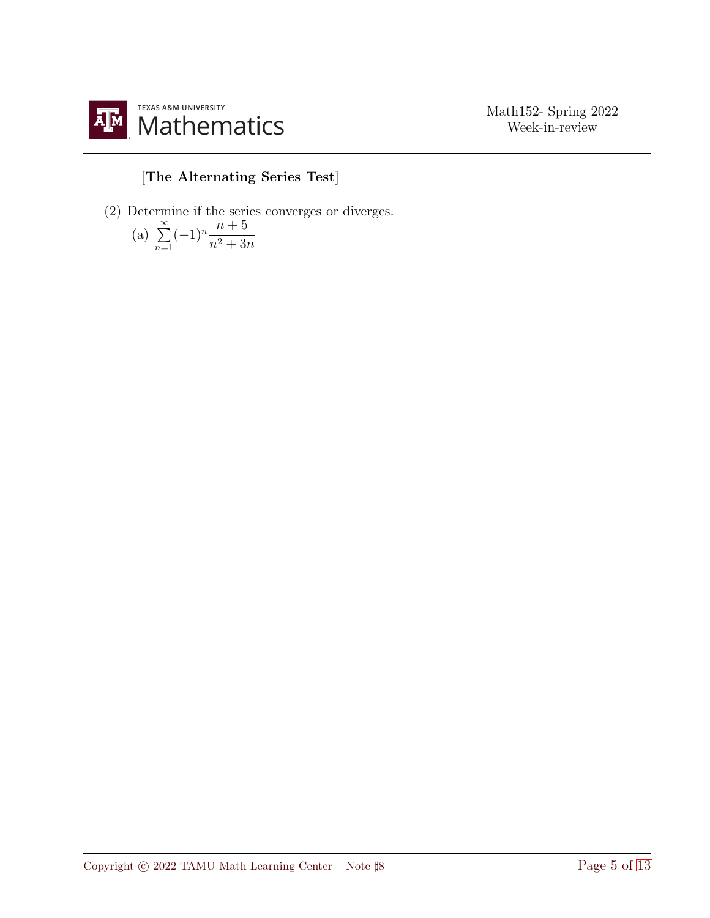[**The Alternating Series Test**]

(2) Determine if the series converges or diverges.

(a) $\displaystyle\sum_{n=1}^{\infty}(-1)^n\frac{n+5}{n^2+3n}$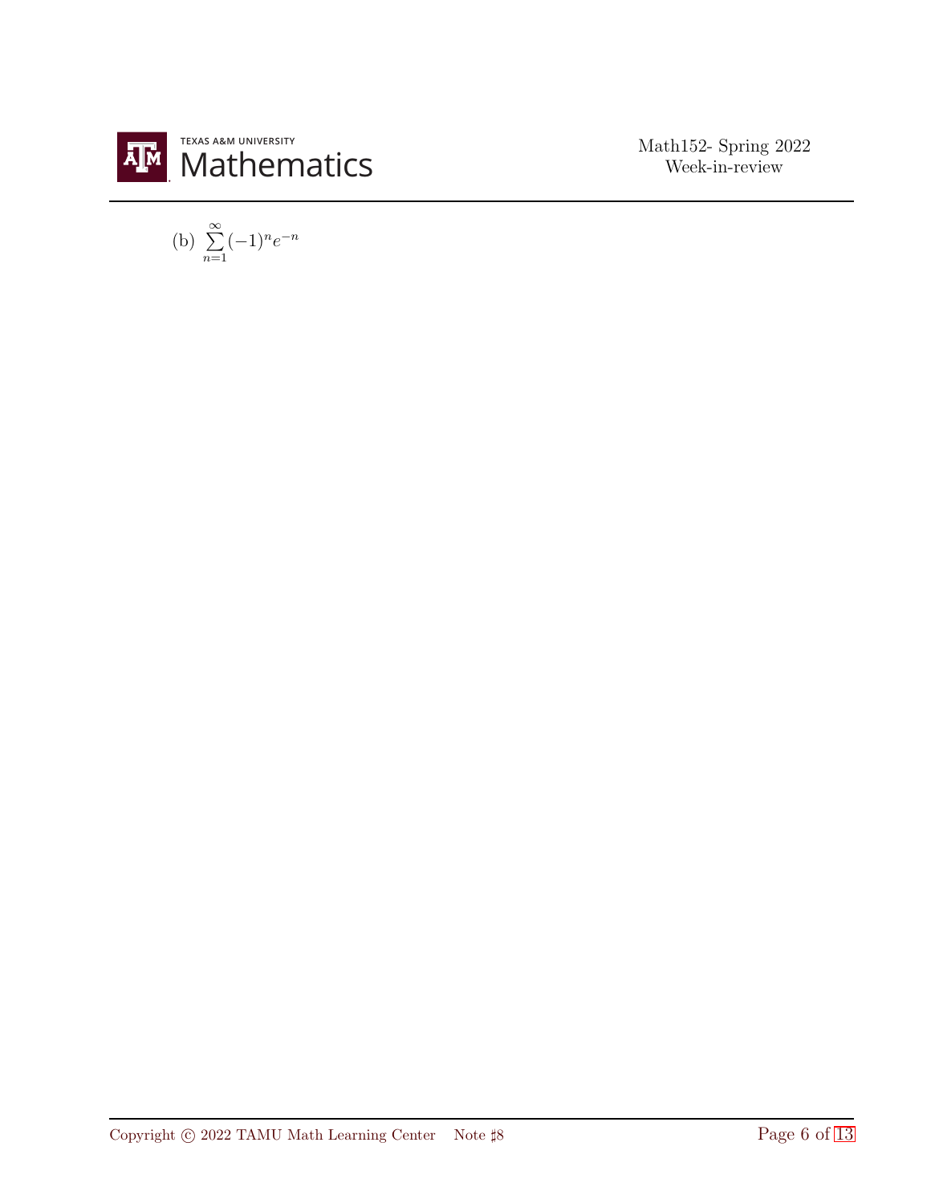(b) $\sum_{n=1}^{\infty} (-1)^n e^{-n}$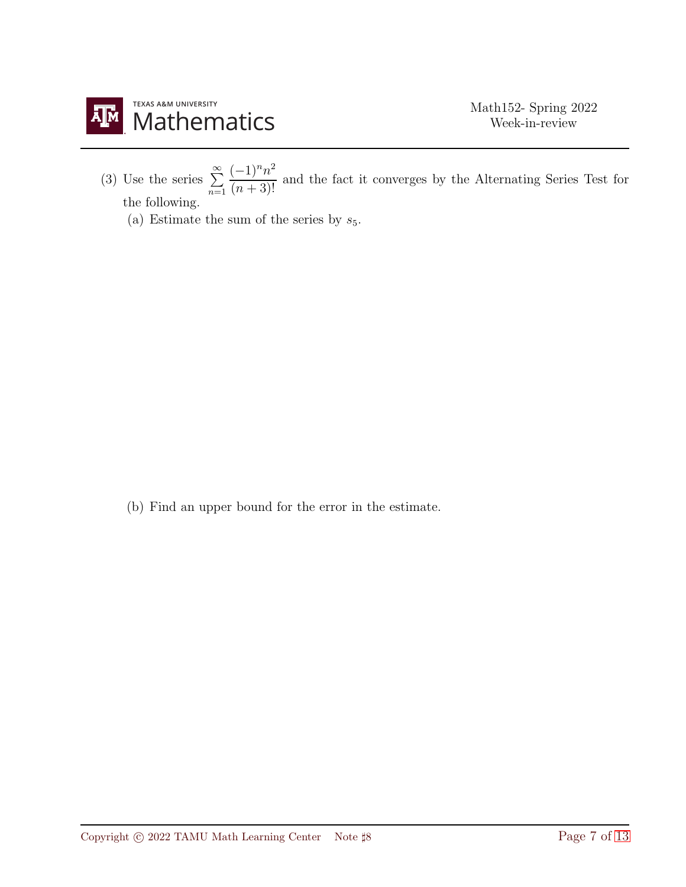(3) Use the series $\sum_{n=1}^{\infty} \frac{(-1)^n n^2}{(n+3)!}$ and the fact it converges by the Alternating Series Test for the following.

(a) Estimate the sum of the series by $s_5$.

(b) Find an upper bound for the error in the estimate.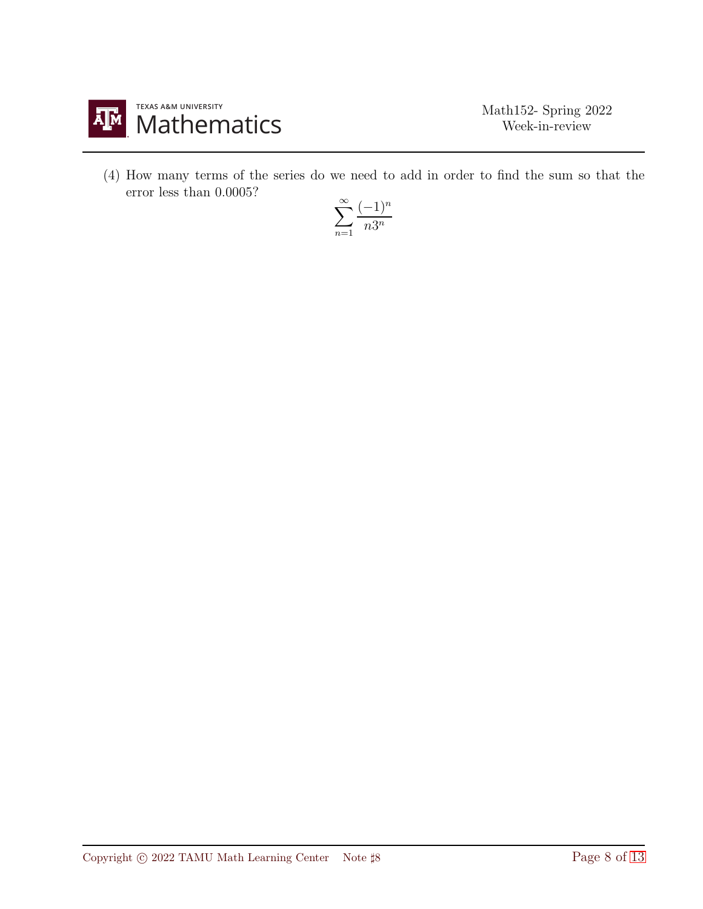(4) How many terms of the series do we need to add in order to find the sum so that the error less than 0.0005?

$$\sum_{n=1}^{\infty} \frac{(-1)^n}{n3^n}$$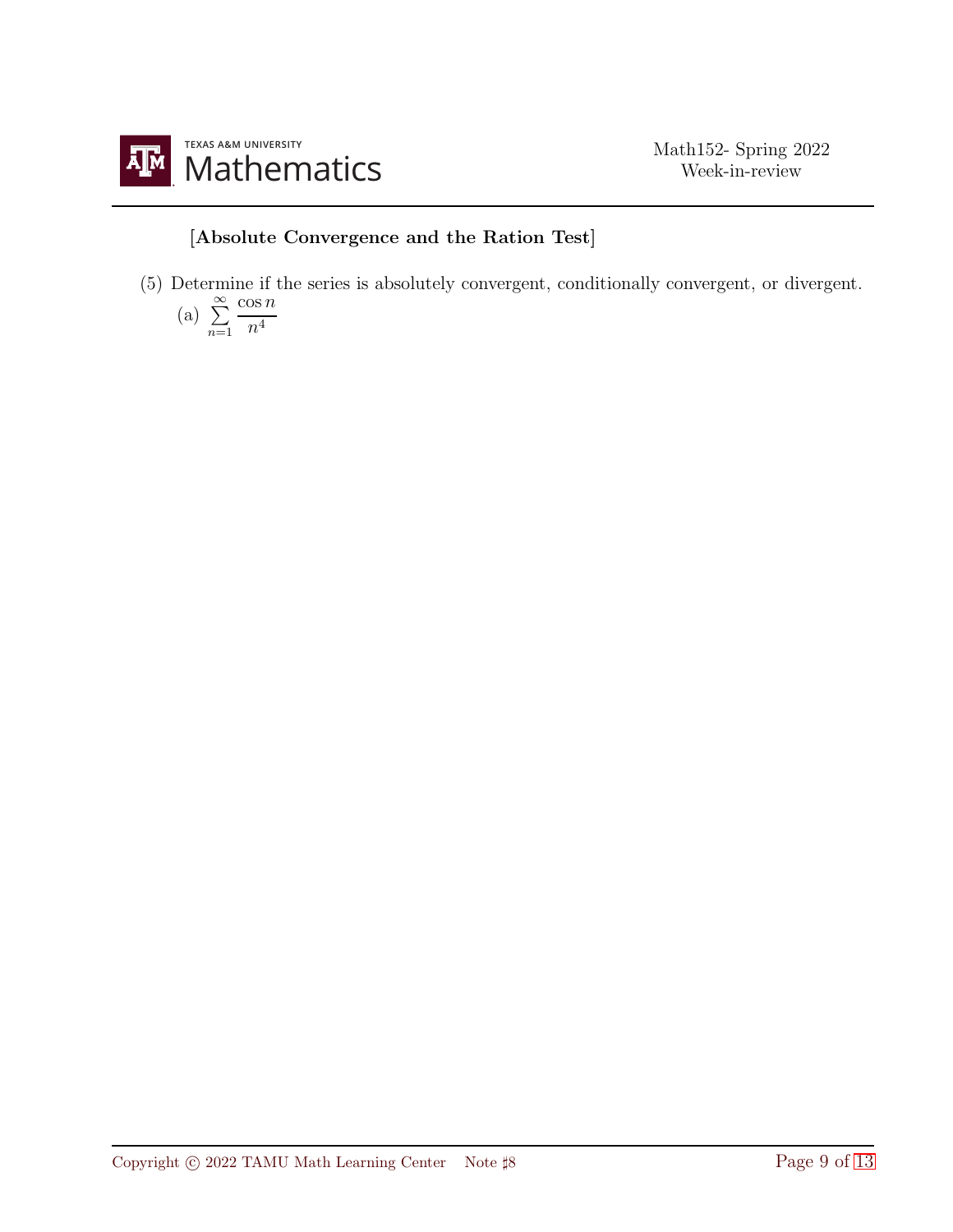[**Absolute Convergence and the Ration Test**]

(5) Determine if the series is absolutely convergent, conditionally convergent, or divergent.

(a) $\sum_{n=1}^{\infty} \frac{\cos n}{n^4}$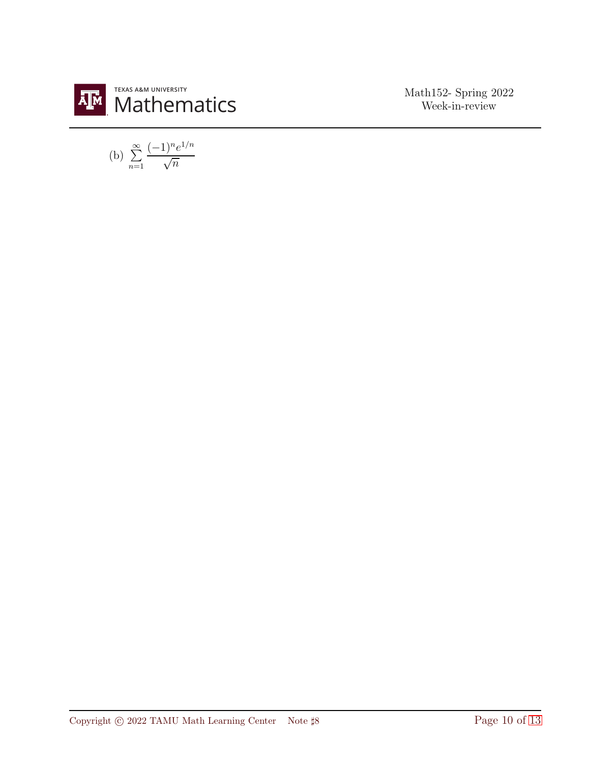(b) $\sum_{n=1}^{\infty} \frac{(-1)^n e^{1/n}}{\sqrt{n}}$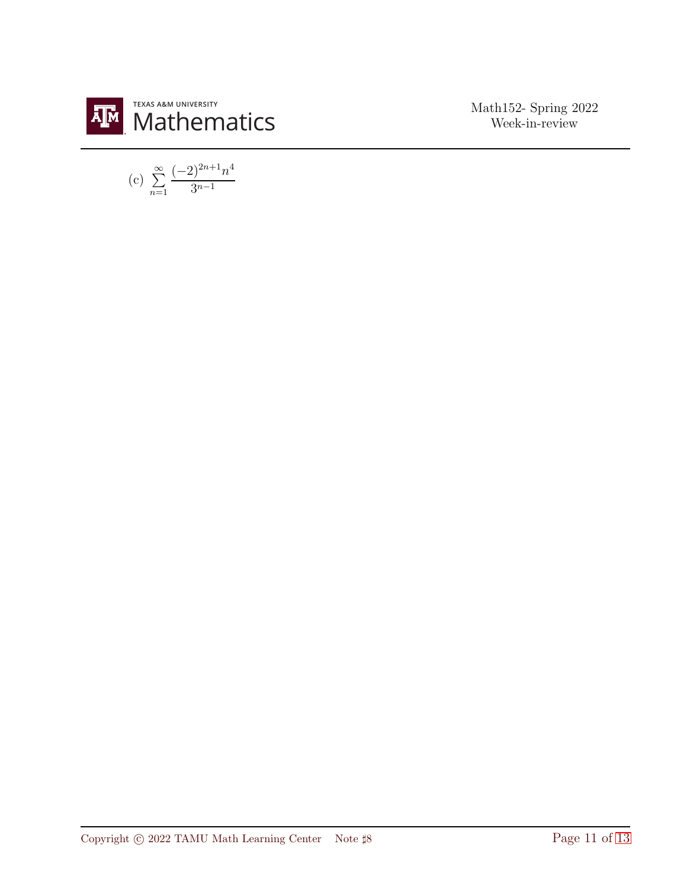(c) $\sum_{n=1}^{\infty} \frac{(-2)^{2n+1} n^4}{3^{n-1}}$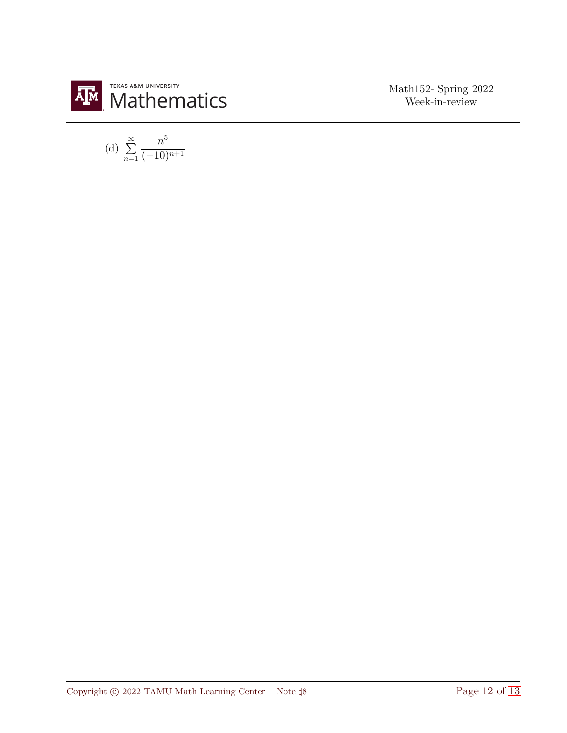(d) $\sum_{n=1}^{\infty} \frac{n^5}{(-10)^{n+1}}$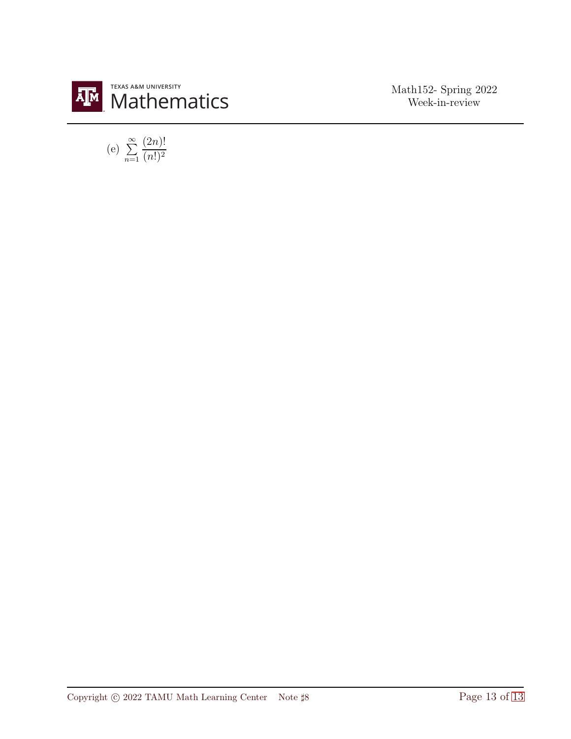(e) $\sum_{n=1}^{\infty} \frac{(2n)!}{(n!)^2}$